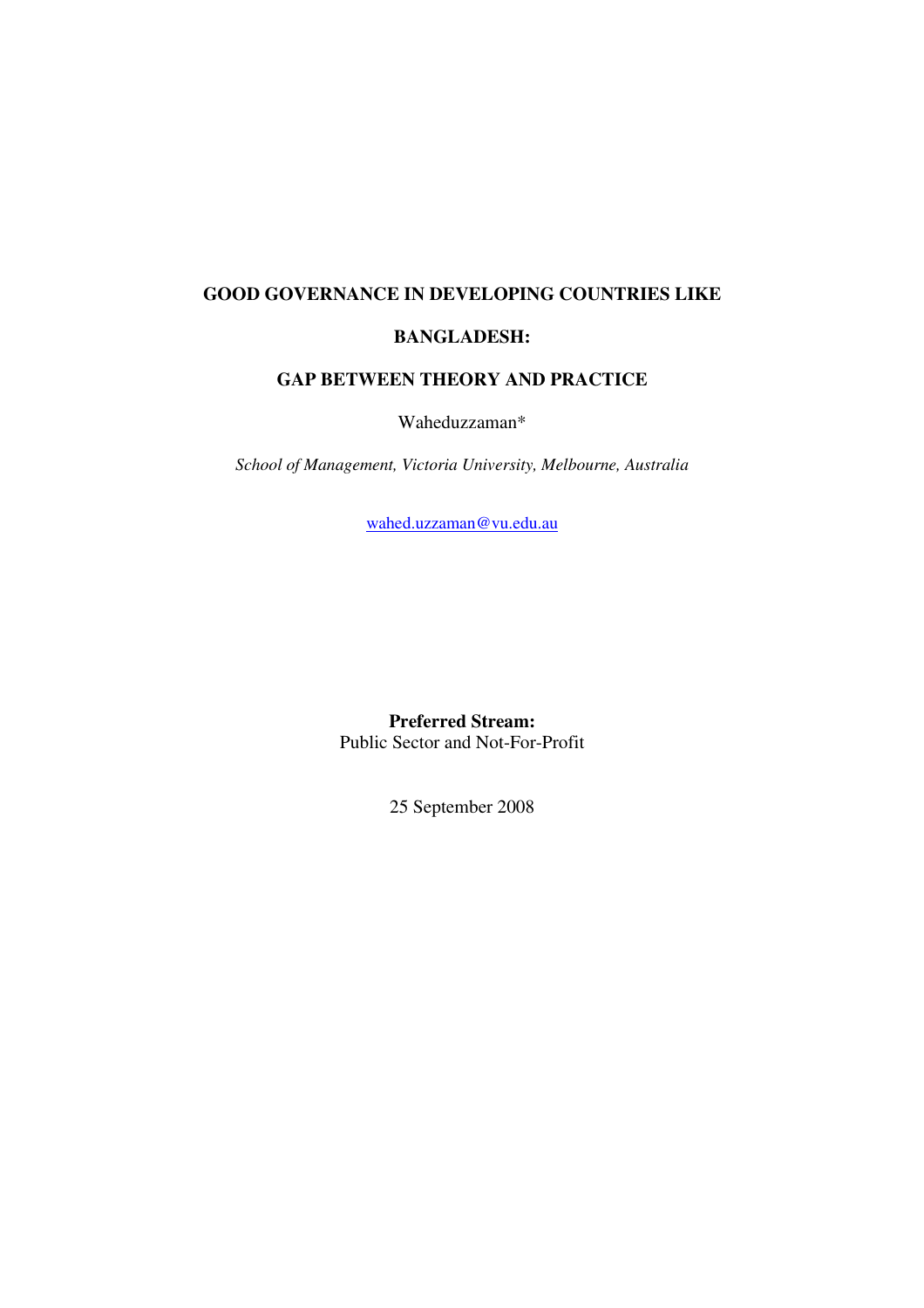# GOOD GOVERNANCE IN DEVELOPING COUNTRIES LIKE BANGLADESH:

# GAP BETWEEN THEORY AND PRACTICE

Waheduzzaman*

*School of Management, Victoria University, Melbourne, Australia*

wahed.uzzaman@vu.edu.au

**Preferred Stream:**
Public Sector and Not-For-Profit

25 September 2008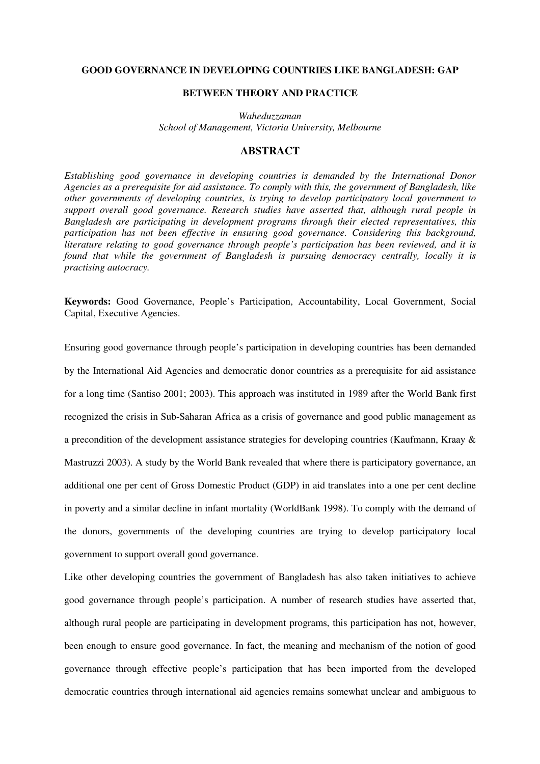**GOOD GOVERNANCE IN DEVELOPING COUNTRIES LIKE BANGLADESH: GAP BETWEEN THEORY AND PRACTICE**

*Waheduzzaman*
*School of Management, Victoria University, Melbourne*

## ABSTRACT

*Establishing good governance in developing countries is demanded by the International Donor Agencies as a prerequisite for aid assistance. To comply with this, the government of Bangladesh, like other governments of developing countries, is trying to develop participatory local government to support overall good governance. Research studies have asserted that, although rural people in Bangladesh are participating in development programs through their elected representatives, this participation has not been effective in ensuring good governance. Considering this background, literature relating to good governance through people's participation has been reviewed, and it is found that while the government of Bangladesh is pursuing democracy centrally, locally it is practising autocracy.*

**Keywords:** Good Governance, People's Participation, Accountability, Local Government, Social Capital, Executive Agencies.

Ensuring good governance through people's participation in developing countries has been demanded by the International Aid Agencies and democratic donor countries as a prerequisite for aid assistance for a long time (Santiso 2001; 2003). This approach was instituted in 1989 after the World Bank first recognized the crisis in Sub-Saharan Africa as a crisis of governance and good public management as a precondition of the development assistance strategies for developing countries (Kaufmann, Kraay & Mastruzzi 2003). A study by the World Bank revealed that where there is participatory governance, an additional one per cent of Gross Domestic Product (GDP) in aid translates into a one per cent decline in poverty and a similar decline in infant mortality (WorldBank 1998). To comply with the demand of the donors, governments of the developing countries are trying to develop participatory local government to support overall good governance.

Like other developing countries the government of Bangladesh has also taken initiatives to achieve good governance through people's participation. A number of research studies have asserted that, although rural people are participating in development programs, this participation has not, however, been enough to ensure good governance. In fact, the meaning and mechanism of the notion of good governance through effective people's participation that has been imported from the developed democratic countries through international aid agencies remains somewhat unclear and ambiguous to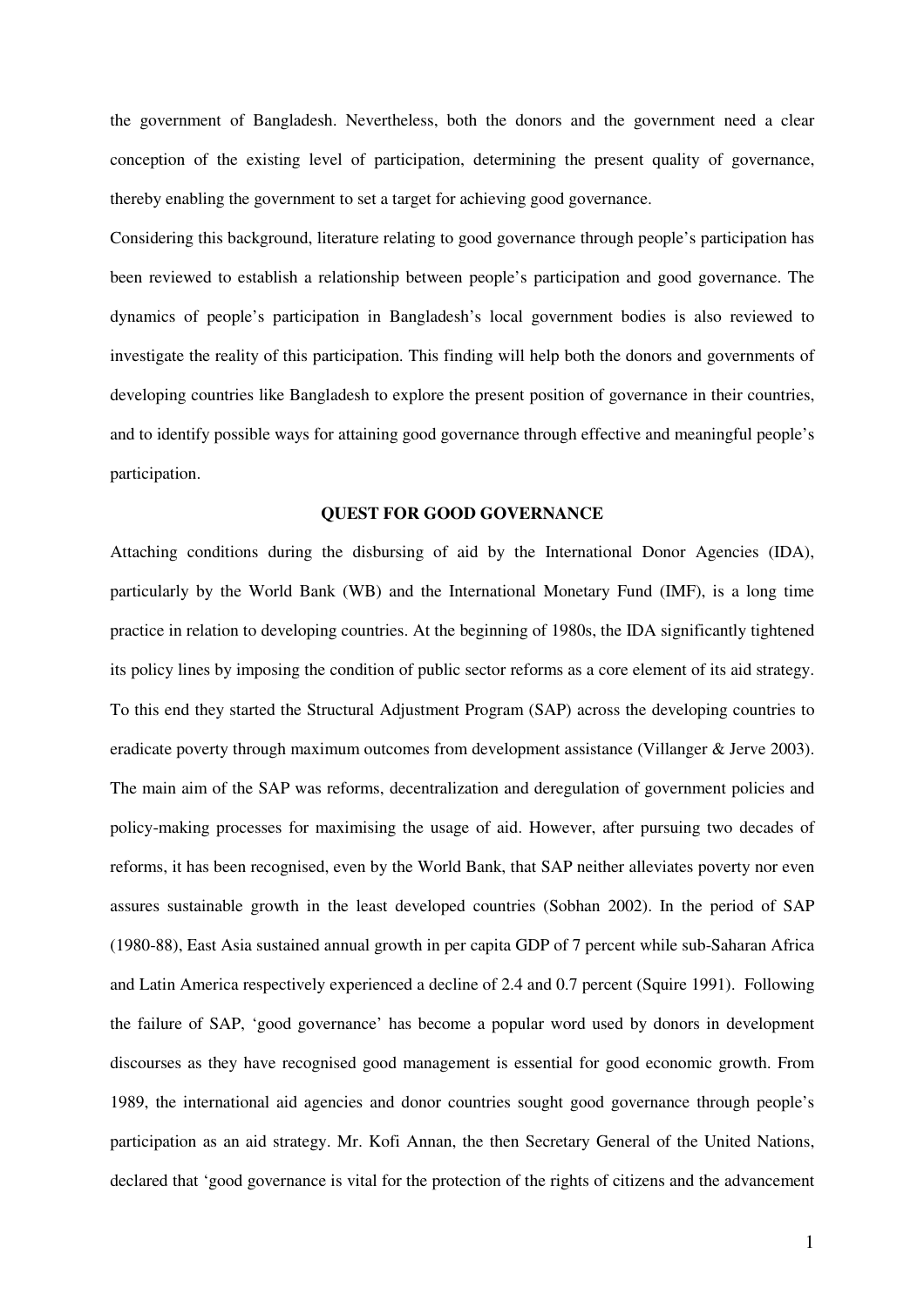the government of Bangladesh. Nevertheless, both the donors and the government need a clear conception of the existing level of participation, determining the present quality of governance, thereby enabling the government to set a target for achieving good governance.

Considering this background, literature relating to good governance through people's participation has been reviewed to establish a relationship between people's participation and good governance. The dynamics of people's participation in Bangladesh's local government bodies is also reviewed to investigate the reality of this participation. This finding will help both the donors and governments of developing countries like Bangladesh to explore the present position of governance in their countries, and to identify possible ways for attaining good governance through effective and meaningful people's participation.

## QUEST FOR GOOD GOVERNANCE

Attaching conditions during the disbursing of aid by the International Donor Agencies (IDA), particularly by the World Bank (WB) and the International Monetary Fund (IMF), is a long time practice in relation to developing countries. At the beginning of 1980s, the IDA significantly tightened its policy lines by imposing the condition of public sector reforms as a core element of its aid strategy. To this end they started the Structural Adjustment Program (SAP) across the developing countries to eradicate poverty through maximum outcomes from development assistance (Villanger & Jerve 2003). The main aim of the SAP was reforms, decentralization and deregulation of government policies and policy-making processes for maximising the usage of aid. However, after pursuing two decades of reforms, it has been recognised, even by the World Bank, that SAP neither alleviates poverty nor even assures sustainable growth in the least developed countries (Sobhan 2002). In the period of SAP (1980-88), East Asia sustained annual growth in per capita GDP of 7 percent while sub-Saharan Africa and Latin America respectively experienced a decline of 2.4 and 0.7 percent (Squire 1991). Following the failure of SAP, 'good governance' has become a popular word used by donors in development discourses as they have recognised good management is essential for good economic growth. From 1989, the international aid agencies and donor countries sought good governance through people's participation as an aid strategy. Mr. Kofi Annan, the then Secretary General of the United Nations, declared that 'good governance is vital for the protection of the rights of citizens and the advancement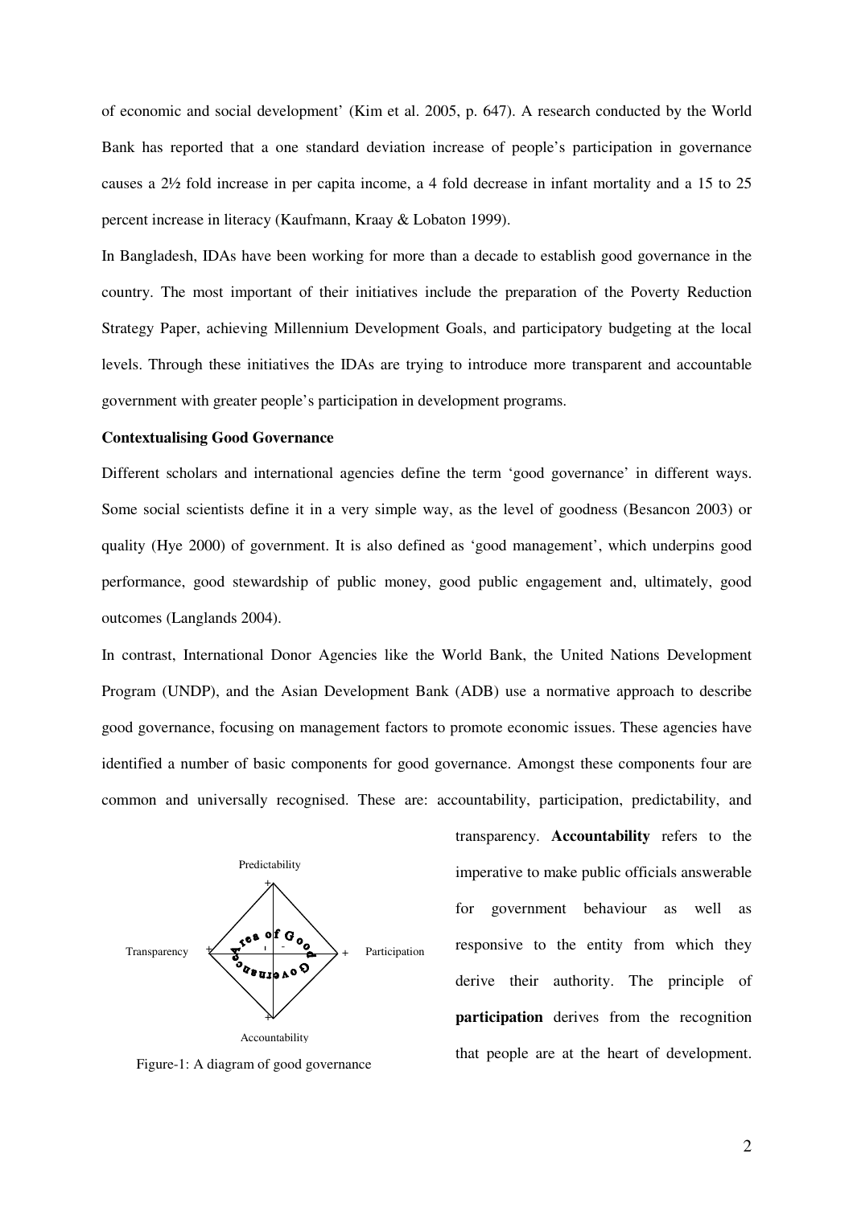of economic and social development' (Kim et al. 2005, p. 647). A research conducted by the World Bank has reported that a one standard deviation increase of people's participation in governance causes a 2½ fold increase in per capita income, a 4 fold decrease in infant mortality and a 15 to 25 percent increase in literacy (Kaufmann, Kraay & Lobaton 1999).

In Bangladesh, IDAs have been working for more than a decade to establish good governance in the country. The most important of their initiatives include the preparation of the Poverty Reduction Strategy Paper, achieving Millennium Development Goals, and participatory budgeting at the local levels. Through these initiatives the IDAs are trying to introduce more transparent and accountable government with greater people's participation in development programs.

**Contextualising Good Governance**

Different scholars and international agencies define the term 'good governance' in different ways. Some social scientists define it in a very simple way, as the level of goodness (Besancon 2003) or quality (Hye 2000) of government. It is also defined as 'good management', which underpins good performance, good stewardship of public money, good public engagement and, ultimately, good outcomes (Langlands 2004).

In contrast, International Donor Agencies like the World Bank, the United Nations Development Program (UNDP), and the Asian Development Bank (ADB) use a normative approach to describe good governance, focusing on management factors to promote economic issues. These agencies have identified a number of basic components for good governance. Amongst these components four are common and universally recognised. These are: accountability, participation, predictability, and transparency. **Accountability** refers to the imperative to make public officials answerable for government behaviour as well as responsive to the entity from which they derive their authority. The principle of **participation** derives from the recognition that people are at the heart of development.

Predictability

Transparency + Area of Good Governance + Participation

Accountability

Figure-1: A diagram of good governance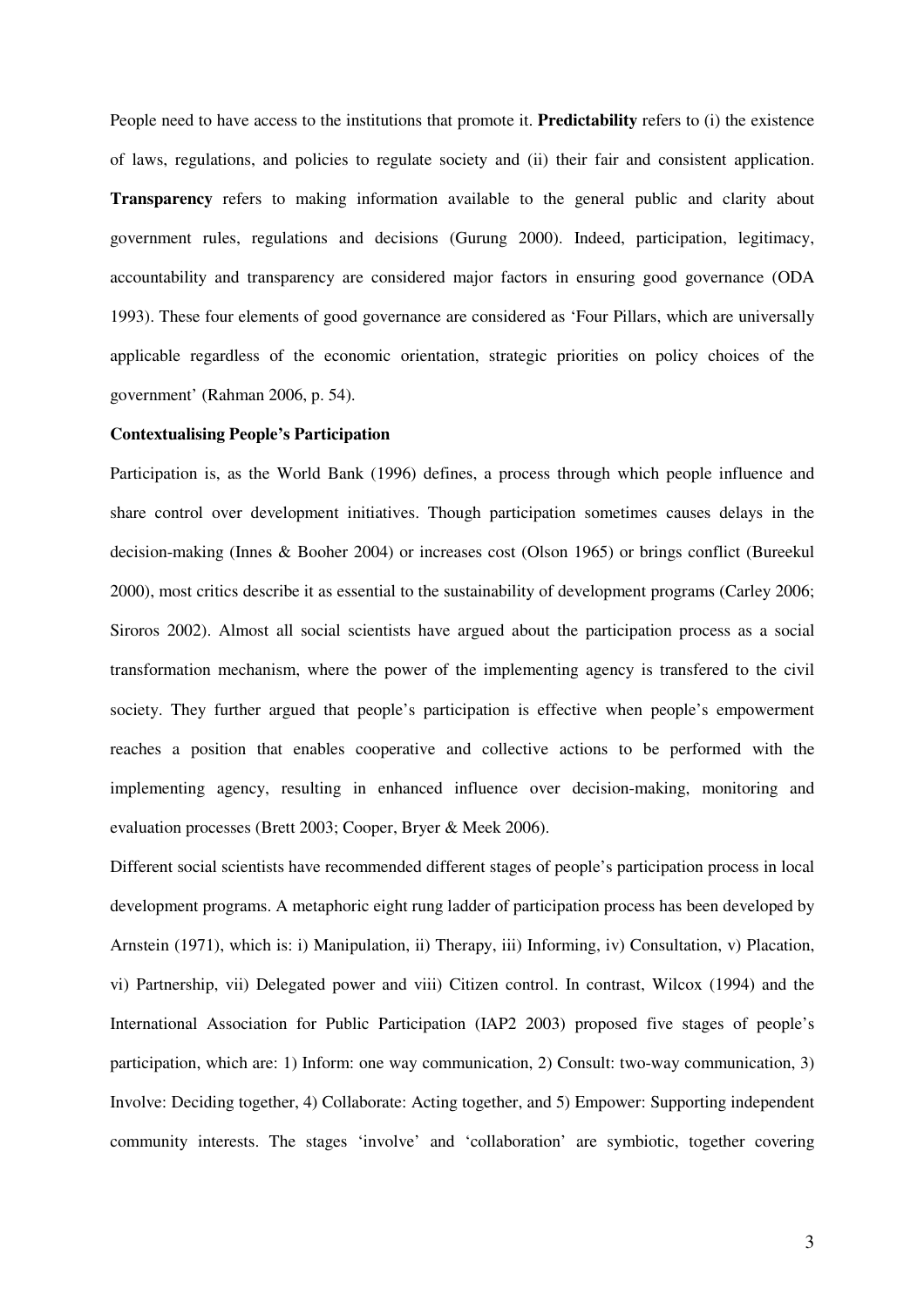People need to have access to the institutions that promote it. **Predictability** refers to (i) the existence of laws, regulations, and policies to regulate society and (ii) their fair and consistent application. **Transparency** refers to making information available to the general public and clarity about government rules, regulations and decisions (Gurung 2000). Indeed, participation, legitimacy, accountability and transparency are considered major factors in ensuring good governance (ODA 1993). These four elements of good governance are considered as 'Four Pillars, which are universally applicable regardless of the economic orientation, strategic priorities on policy choices of the government' (Rahman 2006, p. 54).

**Contextualising People's Participation**

Participation is, as the World Bank (1996) defines, a process through which people influence and share control over development initiatives. Though participation sometimes causes delays in the decision-making (Innes & Booher 2004) or increases cost (Olson 1965) or brings conflict (Bureekul 2000), most critics describe it as essential to the sustainability of development programs (Carley 2006; Siroros 2002). Almost all social scientists have argued about the participation process as a social transformation mechanism, where the power of the implementing agency is transfered to the civil society. They further argued that people's participation is effective when people's empowerment reaches a position that enables cooperative and collective actions to be performed with the implementing agency, resulting in enhanced influence over decision-making, monitoring and evaluation processes (Brett 2003; Cooper, Bryer & Meek 2006).

Different social scientists have recommended different stages of people's participation process in local development programs. A metaphoric eight rung ladder of participation process has been developed by Arnstein (1971), which is: i) Manipulation, ii) Therapy, iii) Informing, iv) Consultation, v) Placation, vi) Partnership, vii) Delegated power and viii) Citizen control. In contrast, Wilcox (1994) and the International Association for Public Participation (IAP2 2003) proposed five stages of people's participation, which are: 1) Inform: one way communication, 2) Consult: two-way communication, 3) Involve: Deciding together, 4) Collaborate: Acting together, and 5) Empower: Supporting independent community interests. The stages 'involve' and 'collaboration' are symbiotic, together covering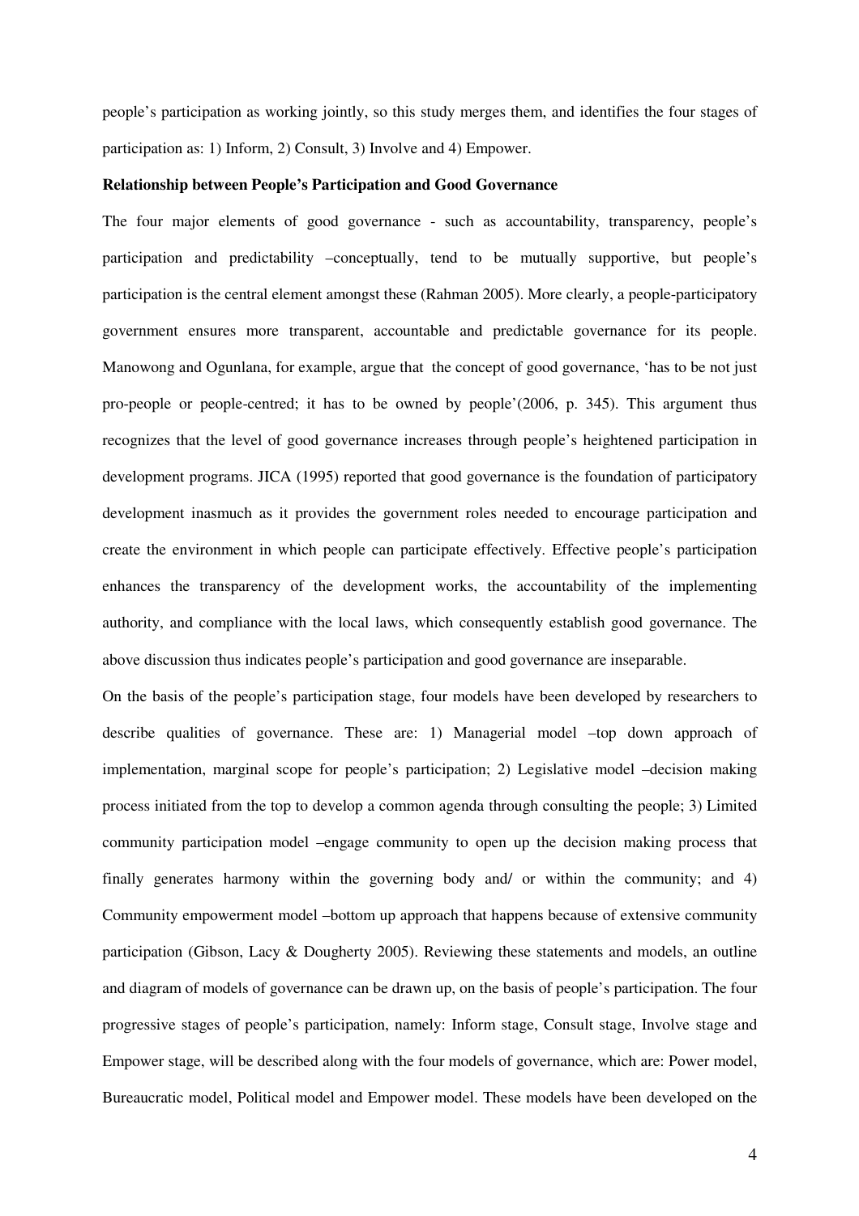people's participation as working jointly, so this study merges them, and identifies the four stages of participation as: 1) Inform, 2) Consult, 3) Involve and 4) Empower.

**Relationship between People's Participation and Good Governance**

The four major elements of good governance - such as accountability, transparency, people's participation and predictability –conceptually, tend to be mutually supportive, but people's participation is the central element amongst these (Rahman 2005). More clearly, a people-participatory government ensures more transparent, accountable and predictable governance for its people. Manowong and Ogunlana, for example, argue that the concept of good governance, 'has to be not just pro-people or people-centred; it has to be owned by people'(2006, p. 345). This argument thus recognizes that the level of good governance increases through people's heightened participation in development programs. JICA (1995) reported that good governance is the foundation of participatory development inasmuch as it provides the government roles needed to encourage participation and create the environment in which people can participate effectively. Effective people's participation enhances the transparency of the development works, the accountability of the implementing authority, and compliance with the local laws, which consequently establish good governance. The above discussion thus indicates people's participation and good governance are inseparable.

On the basis of the people's participation stage, four models have been developed by researchers to describe qualities of governance. These are: 1) Managerial model –top down approach of implementation, marginal scope for people's participation; 2) Legislative model –decision making process initiated from the top to develop a common agenda through consulting the people; 3) Limited community participation model –engage community to open up the decision making process that finally generates harmony within the governing body and/ or within the community; and 4) Community empowerment model –bottom up approach that happens because of extensive community participation (Gibson, Lacy & Dougherty 2005). Reviewing these statements and models, an outline and diagram of models of governance can be drawn up, on the basis of people's participation. The four progressive stages of people's participation, namely: Inform stage, Consult stage, Involve stage and Empower stage, will be described along with the four models of governance, which are: Power model, Bureaucratic model, Political model and Empower model. These models have been developed on the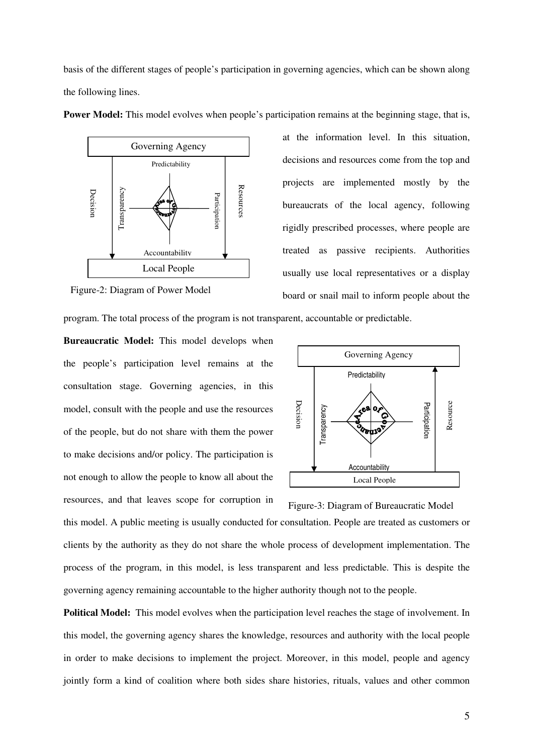basis of the different stages of people's participation in governing agencies, which can be shown along the following lines.

**Power Model:** This model evolves when people's participation remains at the beginning stage, that is, at the information level. In this situation, decisions and resources come from the top and projects are implemented mostly by the bureaucrats of the local agency, following rigidly prescribed processes, where people are treated as passive recipients. Authorities usually use local representatives or a display board or snail mail to inform people about the program. The total process of the program is not transparent, accountable or predictable.

Figure-2: Diagram of Power Model

**Bureaucratic Model:** This model develops when the people's participation level remains at the consultation stage. Governing agencies, in this model, consult with the people and use the resources of the people, but do not share with them the power to make decisions and/or policy. The participation is not enough to allow the people to know all about the resources, and that leaves scope for corruption in this model. A public meeting is usually conducted for consultation. People are treated as customers or clients by the authority as they do not share the whole process of development implementation. The process of the program, in this model, is less transparent and less predictable. This is despite the governing agency remaining accountable to the higher authority though not to the people.

Figure-3: Diagram of Bureaucratic Model

**Political Model:** This model evolves when the participation level reaches the stage of involvement. In this model, the governing agency shares the knowledge, resources and authority with the local people in order to make decisions to implement the project. Moreover, in this model, people and agency jointly form a kind of coalition where both sides share histories, rituals, values and other common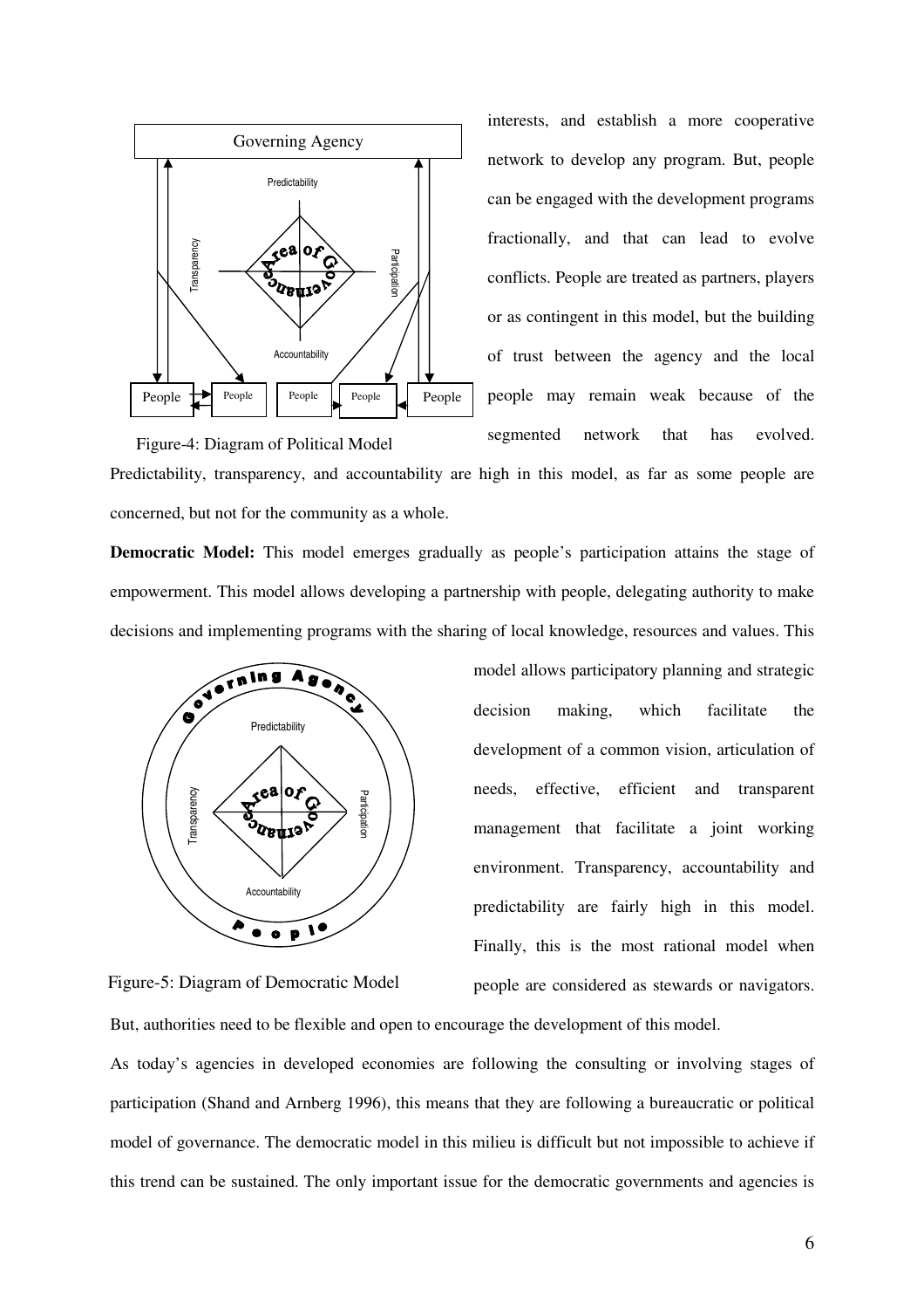interests, and establish a more cooperative network to develop any program. But, people can be engaged with the development programs fractionally, and that can lead to evolve conflicts. People are treated as partners, players or as contingent in this model, but the building of trust between the agency and the local people may remain weak because of the segmented network that has evolved. Predictability, transparency, and accountability are high in this model, as far as some people are concerned, but not for the community as a whole.

Figure-4: Diagram of Political Model

**Democratic Model:** This model emerges gradually as people's participation attains the stage of empowerment. This model allows developing a partnership with people, delegating authority to make decisions and implementing programs with the sharing of local knowledge, resources and values. This model allows participatory planning and strategic decision making, which facilitate the development of a common vision, articulation of needs, effective, efficient and transparent management that facilitate a joint working environment. Transparency, accountability and predictability are fairly high in this model. Finally, this is the most rational model when people are considered as stewards or navigators. But, authorities need to be flexible and open to encourage the development of this model.

Figure-5: Diagram of Democratic Model

As today's agencies in developed economies are following the consulting or involving stages of participation (Shand and Arnberg 1996), this means that they are following a bureaucratic or political model of governance. The democratic model in this milieu is difficult but not impossible to achieve if this trend can be sustained. The only important issue for the democratic governments and agencies is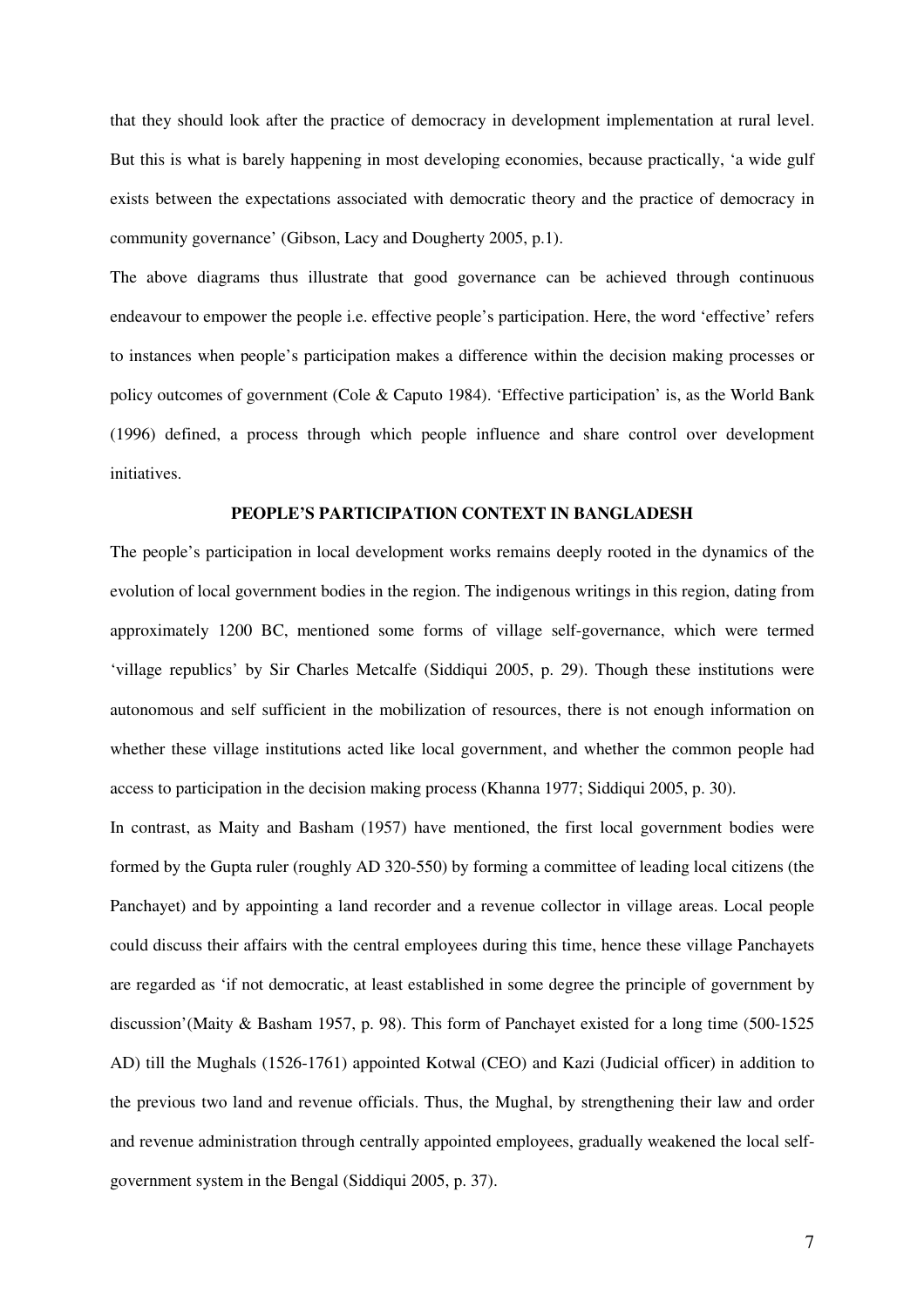that they should look after the practice of democracy in development implementation at rural level. But this is what is barely happening in most developing economies, because practically, 'a wide gulf exists between the expectations associated with democratic theory and the practice of democracy in community governance' (Gibson, Lacy and Dougherty 2005, p.1).

The above diagrams thus illustrate that good governance can be achieved through continuous endeavour to empower the people i.e. effective people's participation. Here, the word 'effective' refers to instances when people's participation makes a difference within the decision making processes or policy outcomes of government (Cole & Caputo 1984). 'Effective participation' is, as the World Bank (1996) defined, a process through which people influence and share control over development initiatives.

## PEOPLE'S PARTICIPATION CONTEXT IN BANGLADESH

The people's participation in local development works remains deeply rooted in the dynamics of the evolution of local government bodies in the region. The indigenous writings in this region, dating from approximately 1200 BC, mentioned some forms of village self-governance, which were termed 'village republics' by Sir Charles Metcalfe (Siddiqui 2005, p. 29). Though these institutions were autonomous and self sufficient in the mobilization of resources, there is not enough information on whether these village institutions acted like local government, and whether the common people had access to participation in the decision making process (Khanna 1977; Siddiqui 2005, p. 30).

In contrast, as Maity and Basham (1957) have mentioned, the first local government bodies were formed by the Gupta ruler (roughly AD 320-550) by forming a committee of leading local citizens (the Panchayet) and by appointing a land recorder and a revenue collector in village areas. Local people could discuss their affairs with the central employees during this time, hence these village Panchayets are regarded as 'if not democratic, at least established in some degree the principle of government by discussion'(Maity & Basham 1957, p. 98). This form of Panchayet existed for a long time (500-1525 AD) till the Mughals (1526-1761) appointed Kotwal (CEO) and Kazi (Judicial officer) in addition to the previous two land and revenue officials. Thus, the Mughal, by strengthening their law and order and revenue administration through centrally appointed employees, gradually weakened the local self-government system in the Bengal (Siddiqui 2005, p. 37).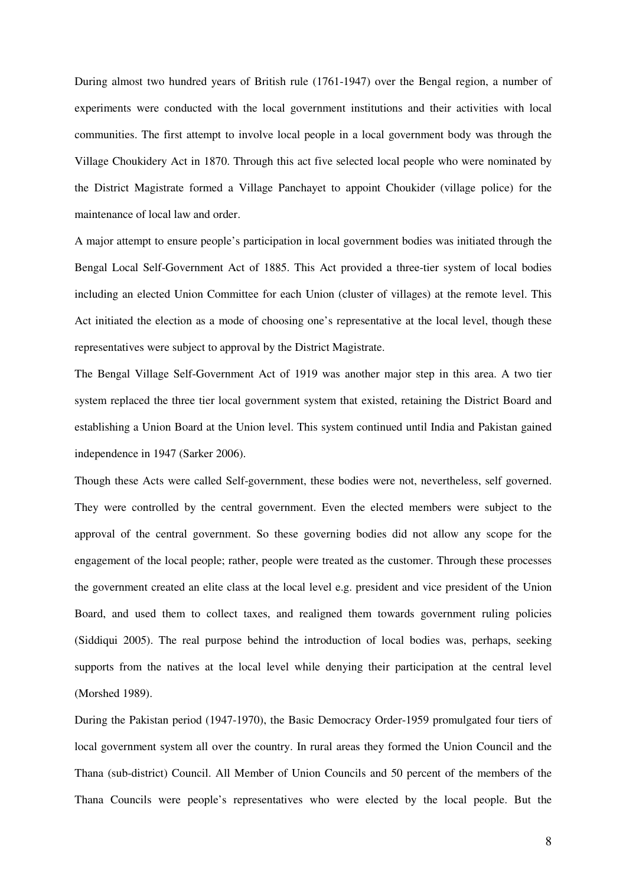During almost two hundred years of British rule (1761-1947) over the Bengal region, a number of experiments were conducted with the local government institutions and their activities with local communities. The first attempt to involve local people in a local government body was through the Village Choukidery Act in 1870. Through this act five selected local people who were nominated by the District Magistrate formed a Village Panchayet to appoint Choukider (village police) for the maintenance of local law and order.

A major attempt to ensure people's participation in local government bodies was initiated through the Bengal Local Self-Government Act of 1885. This Act provided a three-tier system of local bodies including an elected Union Committee for each Union (cluster of villages) at the remote level. This Act initiated the election as a mode of choosing one's representative at the local level, though these representatives were subject to approval by the District Magistrate.

The Bengal Village Self-Government Act of 1919 was another major step in this area. A two tier system replaced the three tier local government system that existed, retaining the District Board and establishing a Union Board at the Union level. This system continued until India and Pakistan gained independence in 1947 (Sarker 2006).

Though these Acts were called Self-government, these bodies were not, nevertheless, self governed. They were controlled by the central government. Even the elected members were subject to the approval of the central government. So these governing bodies did not allow any scope for the engagement of the local people; rather, people were treated as the customer. Through these processes the government created an elite class at the local level e.g. president and vice president of the Union Board, and used them to collect taxes, and realigned them towards government ruling policies (Siddiqui 2005). The real purpose behind the introduction of local bodies was, perhaps, seeking supports from the natives at the local level while denying their participation at the central level (Morshed 1989).

During the Pakistan period (1947-1970), the Basic Democracy Order-1959 promulgated four tiers of local government system all over the country. In rural areas they formed the Union Council and the Thana (sub-district) Council. All Member of Union Councils and 50 percent of the members of the Thana Councils were people's representatives who were elected by the local people. But the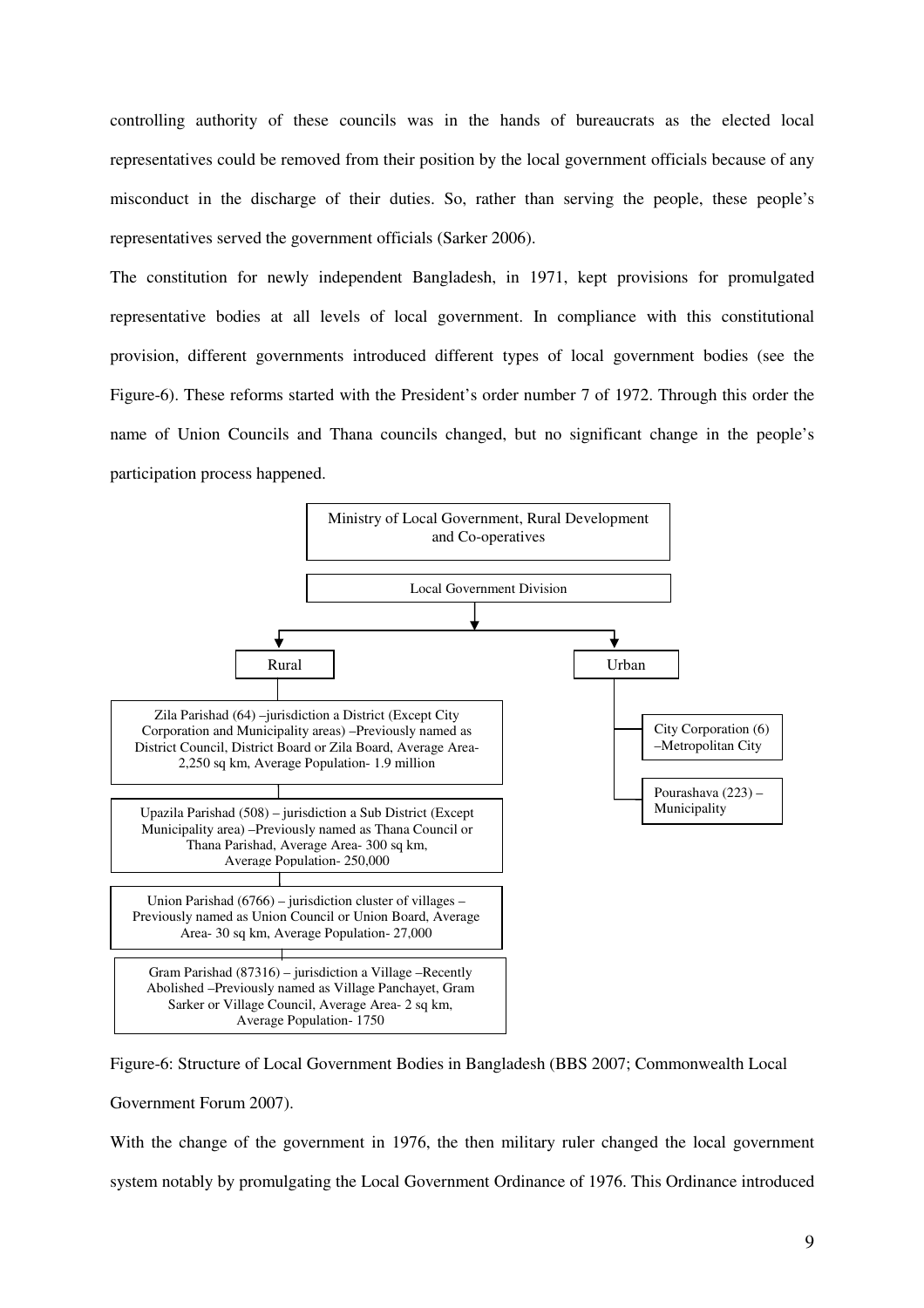controlling authority of these councils was in the hands of bureaucrats as the elected local representatives could be removed from their position by the local government officials because of any misconduct in the discharge of their duties. So, rather than serving the people, these people's representatives served the government officials (Sarker 2006).

The constitution for newly independent Bangladesh, in 1971, kept provisions for promulgated representative bodies at all levels of local government. In compliance with this constitutional provision, different governments introduced different types of local government bodies (see the Figure-6). These reforms started with the President's order number 7 of 1972. Through this order the name of Union Councils and Thana councils changed, but no significant change in the people's participation process happened.

Ministry of Local Government, Rural Development and Co-operatives

Local Government Division

- Rural
  - Zila Parishad (64) –jurisdiction a District (Except City Corporation and Municipality areas) –Previously named as District Council, District Board or Zila Board, Average Area- 2,250 sq km, Average Population- 1.9 million
  - Upazila Parishad (508) – jurisdiction a Sub District (Except Municipality area) –Previously named as Thana Council or Thana Parishad, Average Area- 300 sq km, Average Population- 250,000
  - Union Parishad (6766) – jurisdiction cluster of villages – Previously named as Union Council or Union Board, Average Area- 30 sq km, Average Population- 27,000
  - Gram Parishad (87316) – jurisdiction a Village –Recently Abolished –Previously named as Village Panchayet, Gram Sarker or Village Council, Average Area- 2 sq km, Average Population- 1750
- Urban
  - City Corporation (6) –Metropolitan City
  - Pourashava (223) – Municipality

Figure-6: Structure of Local Government Bodies in Bangladesh (BBS 2007; Commonwealth Local Government Forum 2007).

With the change of the government in 1976, the then military ruler changed the local government system notably by promulgating the Local Government Ordinance of 1976. This Ordinance introduced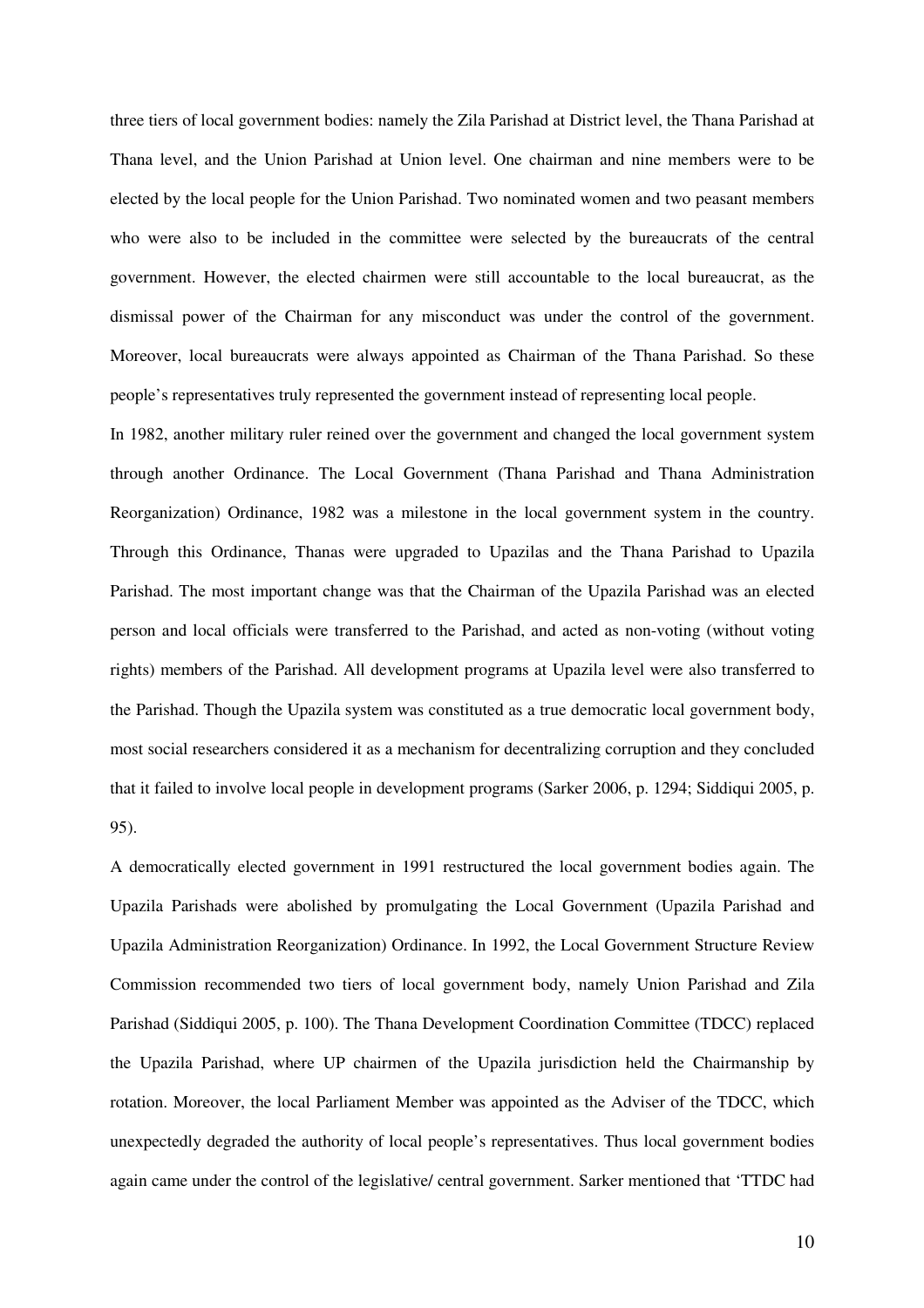three tiers of local government bodies: namely the Zila Parishad at District level, the Thana Parishad at Thana level, and the Union Parishad at Union level. One chairman and nine members were to be elected by the local people for the Union Parishad. Two nominated women and two peasant members who were also to be included in the committee were selected by the bureaucrats of the central government. However, the elected chairmen were still accountable to the local bureaucrat, as the dismissal power of the Chairman for any misconduct was under the control of the government. Moreover, local bureaucrats were always appointed as Chairman of the Thana Parishad. So these people's representatives truly represented the government instead of representing local people.

In 1982, another military ruler reined over the government and changed the local government system through another Ordinance. The Local Government (Thana Parishad and Thana Administration Reorganization) Ordinance, 1982 was a milestone in the local government system in the country. Through this Ordinance, Thanas were upgraded to Upazilas and the Thana Parishad to Upazila Parishad. The most important change was that the Chairman of the Upazila Parishad was an elected person and local officials were transferred to the Parishad, and acted as non-voting (without voting rights) members of the Parishad. All development programs at Upazila level were also transferred to the Parishad. Though the Upazila system was constituted as a true democratic local government body, most social researchers considered it as a mechanism for decentralizing corruption and they concluded that it failed to involve local people in development programs (Sarker 2006, p. 1294; Siddiqui 2005, p. 95).

A democratically elected government in 1991 restructured the local government bodies again. The Upazila Parishads were abolished by promulgating the Local Government (Upazila Parishad and Upazila Administration Reorganization) Ordinance. In 1992, the Local Government Structure Review Commission recommended two tiers of local government body, namely Union Parishad and Zila Parishad (Siddiqui 2005, p. 100). The Thana Development Coordination Committee (TDCC) replaced the Upazila Parishad, where UP chairmen of the Upazila jurisdiction held the Chairmanship by rotation. Moreover, the local Parliament Member was appointed as the Adviser of the TDCC, which unexpectedly degraded the authority of local people's representatives. Thus local government bodies again came under the control of the legislative/ central government. Sarker mentioned that 'TTDC had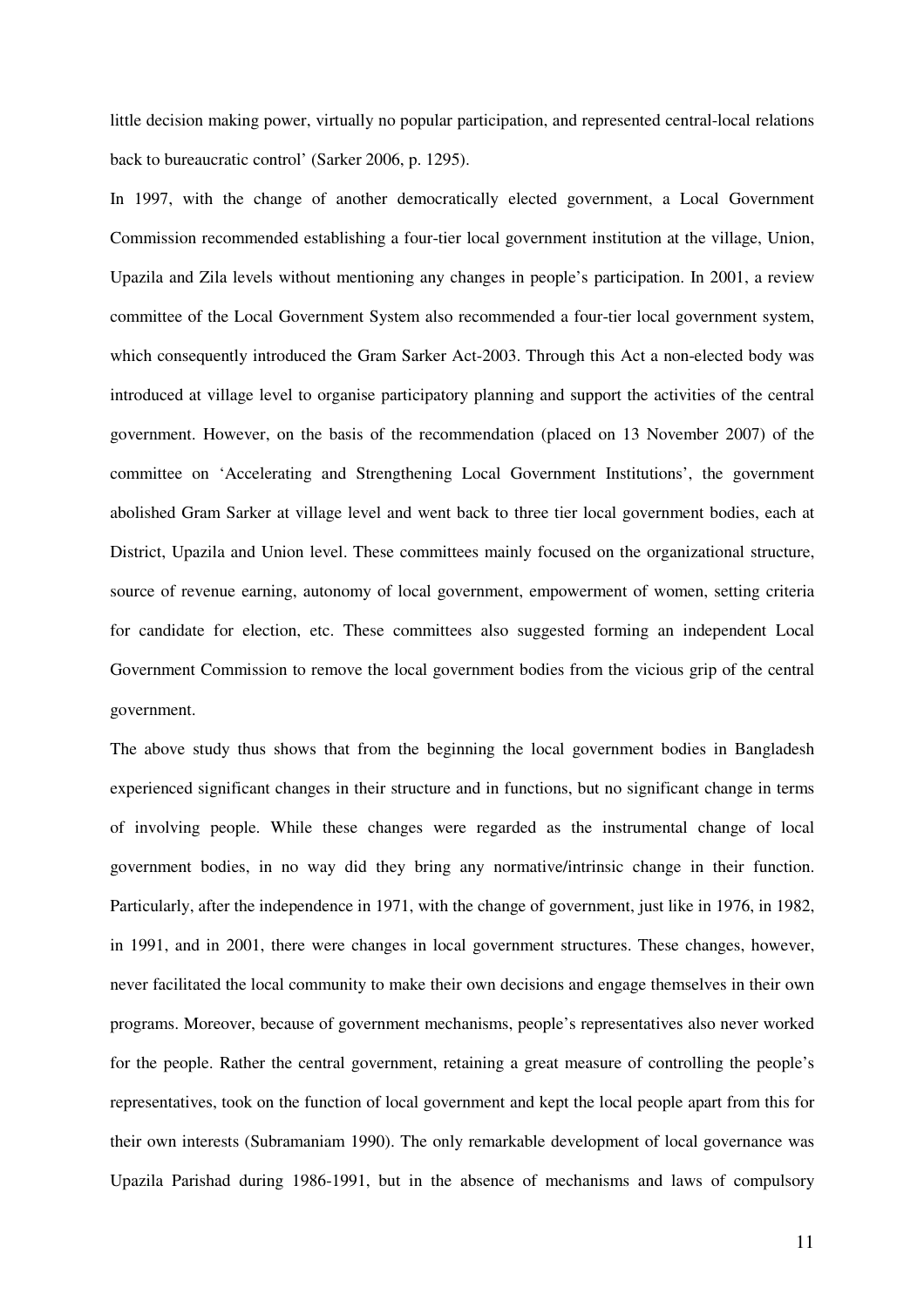little decision making power, virtually no popular participation, and represented central-local relations back to bureaucratic control' (Sarker 2006, p. 1295).

In 1997, with the change of another democratically elected government, a Local Government Commission recommended establishing a four-tier local government institution at the village, Union, Upazila and Zila levels without mentioning any changes in people's participation. In 2001, a review committee of the Local Government System also recommended a four-tier local government system, which consequently introduced the Gram Sarker Act-2003. Through this Act a non-elected body was introduced at village level to organise participatory planning and support the activities of the central government. However, on the basis of the recommendation (placed on 13 November 2007) of the committee on 'Accelerating and Strengthening Local Government Institutions', the government abolished Gram Sarker at village level and went back to three tier local government bodies, each at District, Upazila and Union level. These committees mainly focused on the organizational structure, source of revenue earning, autonomy of local government, empowerment of women, setting criteria for candidate for election, etc. These committees also suggested forming an independent Local Government Commission to remove the local government bodies from the vicious grip of the central government.

The above study thus shows that from the beginning the local government bodies in Bangladesh experienced significant changes in their structure and in functions, but no significant change in terms of involving people. While these changes were regarded as the instrumental change of local government bodies, in no way did they bring any normative/intrinsic change in their function. Particularly, after the independence in 1971, with the change of government, just like in 1976, in 1982, in 1991, and in 2001, there were changes in local government structures. These changes, however, never facilitated the local community to make their own decisions and engage themselves in their own programs. Moreover, because of government mechanisms, people's representatives also never worked for the people. Rather the central government, retaining a great measure of controlling the people's representatives, took on the function of local government and kept the local people apart from this for their own interests (Subramaniam 1990). The only remarkable development of local governance was Upazila Parishad during 1986-1991, but in the absence of mechanisms and laws of compulsory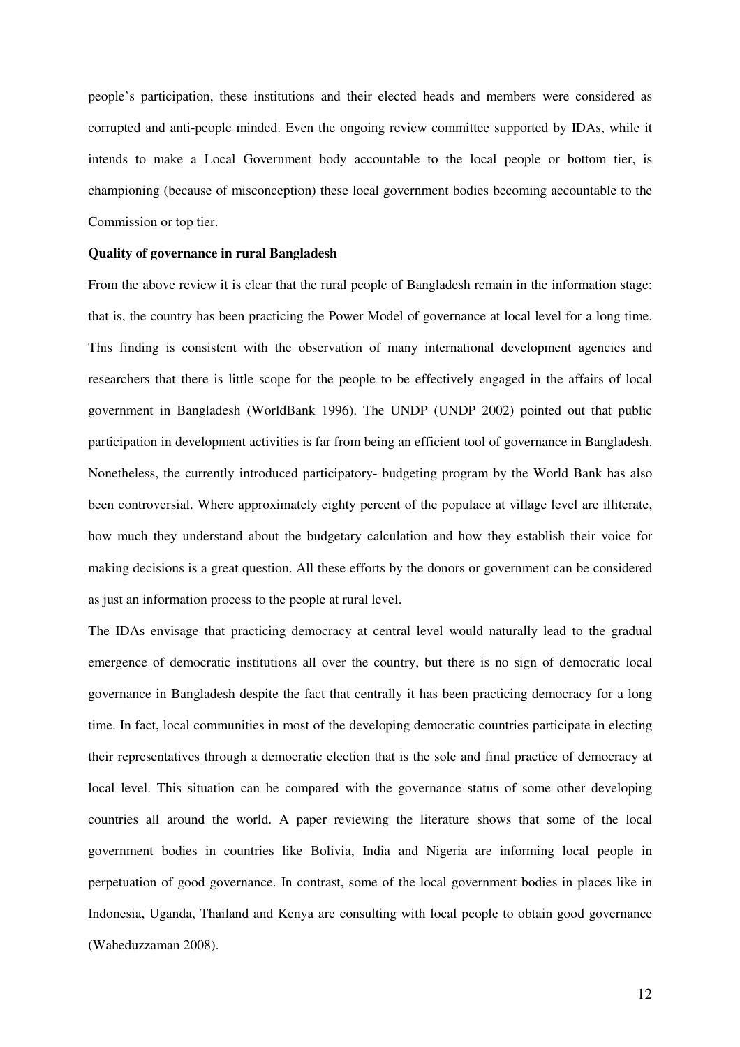people's participation, these institutions and their elected heads and members were considered as corrupted and anti-people minded. Even the ongoing review committee supported by IDAs, while it intends to make a Local Government body accountable to the local people or bottom tier, is championing (because of misconception) these local government bodies becoming accountable to the Commission or top tier.

**Quality of governance in rural Bangladesh**

From the above review it is clear that the rural people of Bangladesh remain in the information stage: that is, the country has been practicing the Power Model of governance at local level for a long time. This finding is consistent with the observation of many international development agencies and researchers that there is little scope for the people to be effectively engaged in the affairs of local government in Bangladesh (WorldBank 1996). The UNDP (UNDP 2002) pointed out that public participation in development activities is far from being an efficient tool of governance in Bangladesh. Nonetheless, the currently introduced participatory- budgeting program by the World Bank has also been controversial. Where approximately eighty percent of the populace at village level are illiterate, how much they understand about the budgetary calculation and how they establish their voice for making decisions is a great question. All these efforts by the donors or government can be considered as just an information process to the people at rural level.

The IDAs envisage that practicing democracy at central level would naturally lead to the gradual emergence of democratic institutions all over the country, but there is no sign of democratic local governance in Bangladesh despite the fact that centrally it has been practicing democracy for a long time. In fact, local communities in most of the developing democratic countries participate in electing their representatives through a democratic election that is the sole and final practice of democracy at local level. This situation can be compared with the governance status of some other developing countries all around the world. A paper reviewing the literature shows that some of the local government bodies in countries like Bolivia, India and Nigeria are informing local people in perpetuation of good governance. In contrast, some of the local government bodies in places like in Indonesia, Uganda, Thailand and Kenya are consulting with local people to obtain good governance (Waheduzzaman 2008).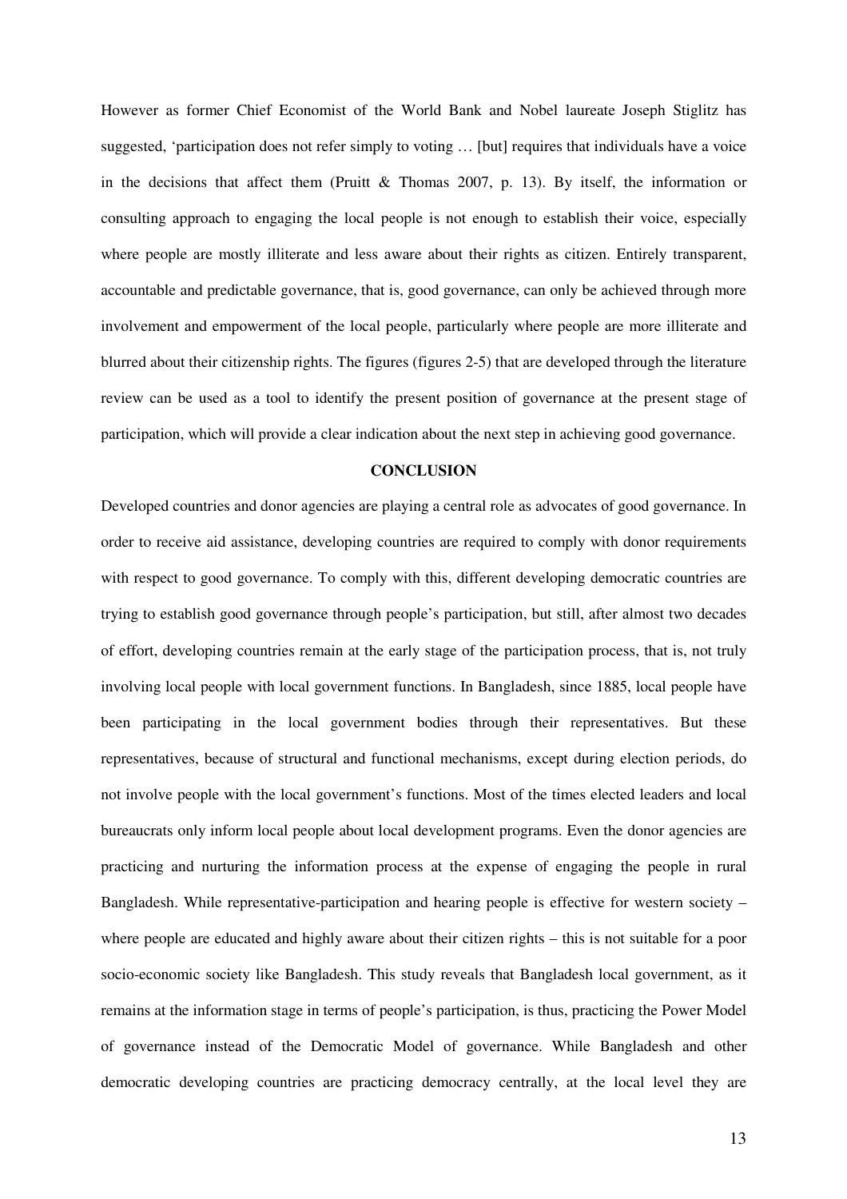However as former Chief Economist of the World Bank and Nobel laureate Joseph Stiglitz has suggested, 'participation does not refer simply to voting … [but] requires that individuals have a voice in the decisions that affect them (Pruitt & Thomas 2007, p. 13). By itself, the information or consulting approach to engaging the local people is not enough to establish their voice, especially where people are mostly illiterate and less aware about their rights as citizen. Entirely transparent, accountable and predictable governance, that is, good governance, can only be achieved through more involvement and empowerment of the local people, particularly where people are more illiterate and blurred about their citizenship rights. The figures (figures 2-5) that are developed through the literature review can be used as a tool to identify the present position of governance at the present stage of participation, which will provide a clear indication about the next step in achieving good governance.

## CONCLUSION

Developed countries and donor agencies are playing a central role as advocates of good governance. In order to receive aid assistance, developing countries are required to comply with donor requirements with respect to good governance. To comply with this, different developing democratic countries are trying to establish good governance through people's participation, but still, after almost two decades of effort, developing countries remain at the early stage of the participation process, that is, not truly involving local people with local government functions. In Bangladesh, since 1885, local people have been participating in the local government bodies through their representatives. But these representatives, because of structural and functional mechanisms, except during election periods, do not involve people with the local government's functions. Most of the times elected leaders and local bureaucrats only inform local people about local development programs. Even the donor agencies are practicing and nurturing the information process at the expense of engaging the people in rural Bangladesh. While representative-participation and hearing people is effective for western society – where people are educated and highly aware about their citizen rights – this is not suitable for a poor socio-economic society like Bangladesh. This study reveals that Bangladesh local government, as it remains at the information stage in terms of people's participation, is thus, practicing the Power Model of governance instead of the Democratic Model of governance. While Bangladesh and other democratic developing countries are practicing democracy centrally, at the local level they are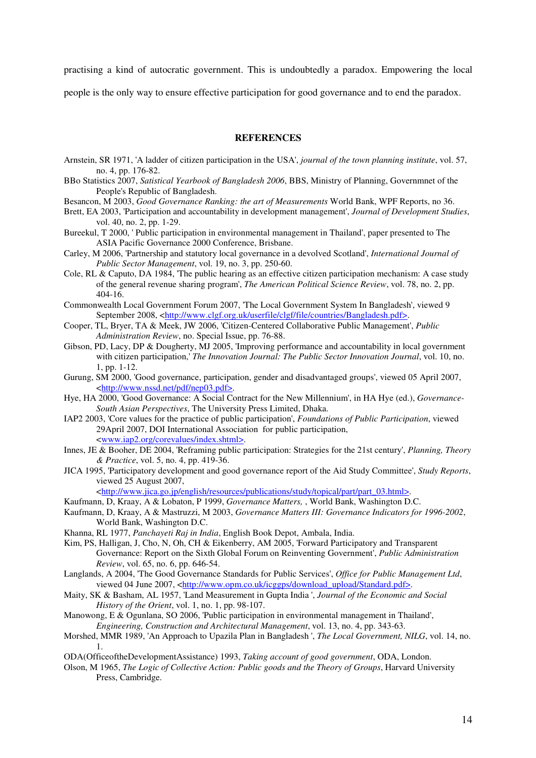practising a kind of autocratic government. This is undoubtedly a paradox. Empowering the local people is the only way to ensure effective participation for good governance and to end the paradox.

## REFERENCES

Arnstein, SR 1971, 'A ladder of citizen participation in the USA', *journal of the town planning institute*, vol. 57, no. 4, pp. 176-82.

BBo Statistics 2007, *Satistical Yearbook of Bangladesh 2006*, BBS, Ministry of Planning, Governmnet of the People's Republic of Bangladesh.

Besancon, M 2003, *Good Governance Ranking: the art of Measurements* World Bank, WPF Reports, no 36.

Brett, EA 2003, 'Participation and accountability in development management', *Journal of Development Studies*, vol. 40, no. 2, pp. 1-29.

Bureekul, T 2000, ' Public participation in environmental management in Thailand', paper presented to The ASIA Pacific Governance 2000 Conference, Brisbane.

Carley, M 2006, 'Partnership and statutory local governance in a devolved Scotland', *International Journal of Public Sector Management*, vol. 19, no. 3, pp. 250-60.

Cole, RL & Caputo, DA 1984, 'The public hearing as an effective citizen participation mechanism: A case study of the general revenue sharing program', *The American Political Science Review*, vol. 78, no. 2, pp. 404-16.

Commonwealth Local Government Forum 2007, 'The Local Government System In Bangladesh', viewed 9 September 2008, <http://www.clgf.org.uk/userfile/clgf/file/countries/Bangladesh.pdf>.

Cooper, TL, Bryer, TA & Meek, JW 2006, 'Citizen-Centered Collaborative Public Management', *Public Administration Review*, no. Special Issue, pp. 76-88.

Gibson, PD, Lacy, DP & Dougherty, MJ 2005, 'Improving performance and accountability in local government with citizen participation,' *The Innovation Journal: The Public Sector Innovation Journal*, vol. 10, no. 1, pp. 1-12.

Gurung, SM 2000, 'Good governance, participation, gender and disadvantaged groups', viewed 05 April 2007, <http://www.nssd.net/pdf/nep03.pdf>.

Hye, HA 2000, 'Good Governance: A Social Contract for the New Millennium', in HA Hye (ed.), *Governance-South Asian Perspectives*, The University Press Limited, Dhaka.

IAP2 2003, 'Core values for the practice of public participation', *Foundations of Public Participation*, viewed 29April 2007, DOI International Association for public participation, <www.iap2.org/corevalues/index.shtml>.

Innes, JE & Booher, DE 2004, 'Reframing public participation: Strategies for the 21st century', *Planning, Theory & Practice*, vol. 5, no. 4, pp. 419-36.

JICA 1995, 'Participatory development and good governance report of the Aid Study Committee', *Study Reports*, viewed 25 August 2007, <http://www.jica.go.jp/english/resources/publications/study/topical/part/part_03.html>.

Kaufmann, D, Kraay, A & Lobaton, P 1999, *Governance Matters,* , World Bank, Washington D.C.

Kaufmann, D, Kraay, A & Mastruzzi, M 2003, *Governance Matters III: Governance Indicators for 1996-2002*, World Bank, Washington D.C.

Khanna, RL 1977, *Panchayeti Raj in India*, English Book Depot, Ambala, India.

Kim, PS, Halligan, J, Cho, N, Oh, CH & Eikenberry, AM 2005, 'Forward Participatory and Transparent Governance: Report on the Sixth Global Forum on Reinventing Government', *Public Administration Review*, vol. 65, no. 6, pp. 646-54.

Langlands, A 2004, 'The Good Governance Standards for Public Services', *Office for Public Management Ltd*, viewed 04 June 2007, <http://www.opm.co.uk/icggps/download_upload/Standard.pdf>.

Maity, SK & Basham, AL 1957, 'Land Measurement in Gupta India ', *Journal of the Economic and Social History of the Orient*, vol. 1, no. 1, pp. 98-107.

Manowong, E & Ogunlana, SO 2006, 'Public participation in environmental management in Thailand', *Engineering, Construction and Architectural Management*, vol. 13, no. 4, pp. 343-63.

Morshed, MMR 1989, 'An Approach to Upazila Plan in Bangladesh ', *The Local Government, NILG*, vol. 14, no. 1.

ODA(OfficeoftheDevelopmentAssistance) 1993, *Taking account of good government*, ODA, London.

Olson, M 1965, *The Logic of Collective Action: Public goods and the Theory of Groups*, Harvard University Press, Cambridge.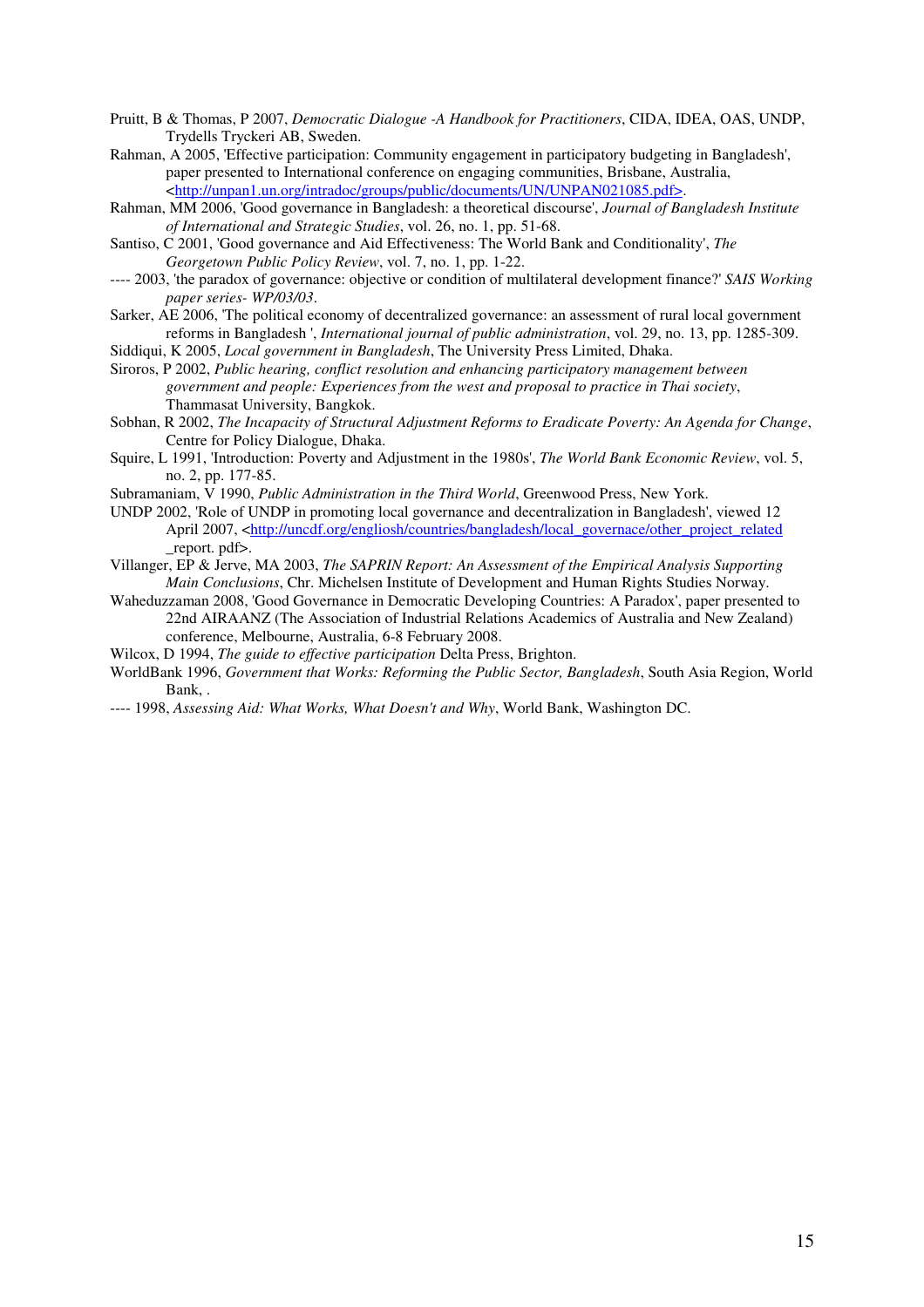Pruitt, B & Thomas, P 2007, *Democratic Dialogue -A Handbook for Practitioners*, CIDA, IDEA, OAS, UNDP, Trydells Tryckeri AB, Sweden.

Rahman, A 2005, 'Effective participation: Community engagement in participatory budgeting in Bangladesh', paper presented to International conference on engaging communities, Brisbane, Australia, <http://unpan1.un.org/intradoc/groups/public/documents/UN/UNPAN021085.pdf>.

Rahman, MM 2006, 'Good governance in Bangladesh: a theoretical discourse', *Journal of Bangladesh Institute of International and Strategic Studies*, vol. 26, no. 1, pp. 51-68.

Santiso, C 2001, 'Good governance and Aid Effectiveness: The World Bank and Conditionality', *The Georgetown Public Policy Review*, vol. 7, no. 1, pp. 1-22.

---- 2003, 'the paradox of governance: objective or condition of multilateral development finance?' *SAIS Working paper series- WP/03/03*.

Sarker, AE 2006, 'The political economy of decentralized governance: an assessment of rural local government reforms in Bangladesh ', *International journal of public administration*, vol. 29, no. 13, pp. 1285-309.

Siddiqui, K 2005, *Local government in Bangladesh*, The University Press Limited, Dhaka.

Siroros, P 2002, *Public hearing, conflict resolution and enhancing participatory management between government and people: Experiences from the west and proposal to practice in Thai society*, Thammasat University, Bangkok.

Sobhan, R 2002, *The Incapacity of Structural Adjustment Reforms to Eradicate Poverty: An Agenda for Change*, Centre for Policy Dialogue, Dhaka.

Squire, L 1991, 'Introduction: Poverty and Adjustment in the 1980s', *The World Bank Economic Review*, vol. 5, no. 2, pp. 177-85.

Subramaniam, V 1990, *Public Administration in the Third World*, Greenwood Press, New York.

UNDP 2002, 'Role of UNDP in promoting local governance and decentralization in Bangladesh', viewed 12 April 2007, <http://uncdf.org/engliosh/countries/bangladesh/local_governace/other_project_related _report. pdf>.

Villanger, EP & Jerve, MA 2003, *The SAPRIN Report: An Assessment of the Empirical Analysis Supporting Main Conclusions*, Chr. Michelsen Institute of Development and Human Rights Studies Norway.

Waheduzzaman 2008, 'Good Governance in Democratic Developing Countries: A Paradox', paper presented to 22nd AIRAANZ (The Association of Industrial Relations Academics of Australia and New Zealand) conference, Melbourne, Australia, 6-8 February 2008.

Wilcox, D 1994, *The guide to effective participation* Delta Press, Brighton.

WorldBank 1996, *Government that Works: Reforming the Public Sector, Bangladesh*, South Asia Region, World Bank, .

---- 1998, *Assessing Aid: What Works, What Doesn't and Why*, World Bank, Washington DC.